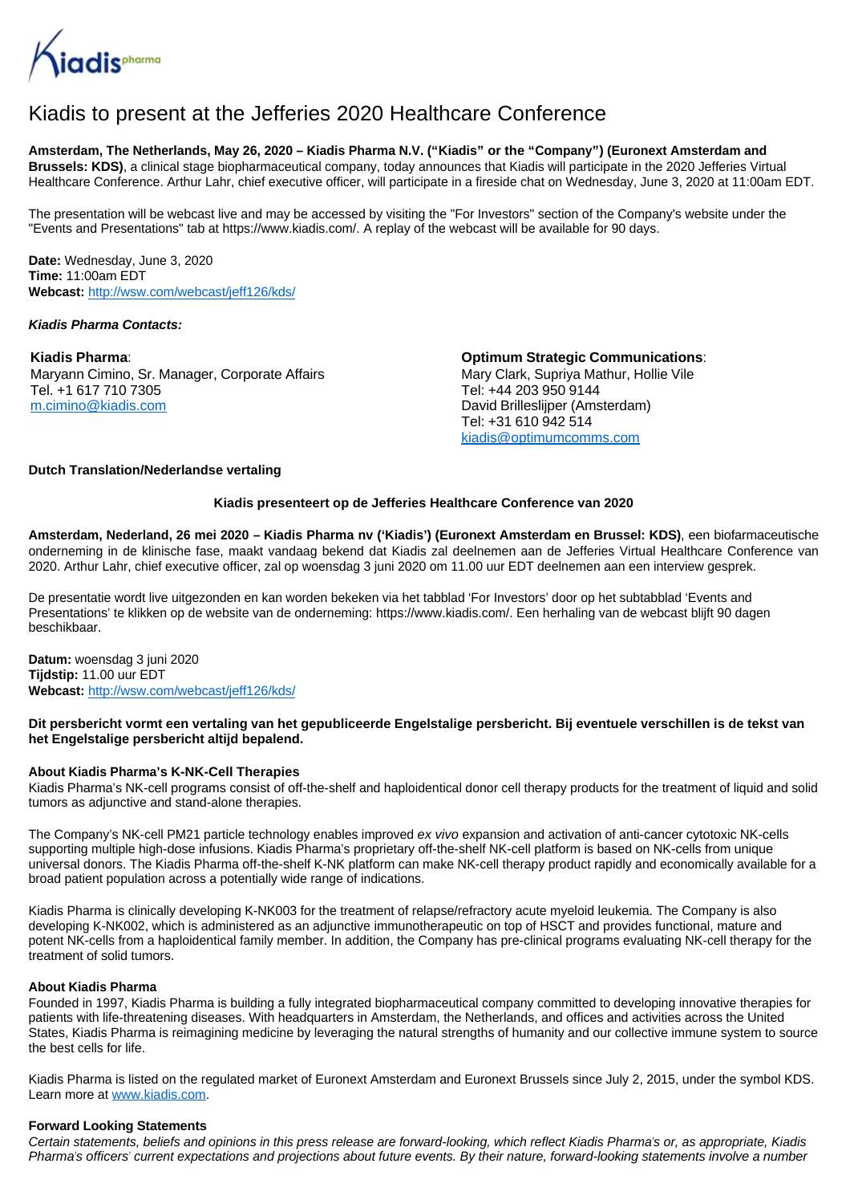# Kiadis to present at the Jefferies 2020 Healthcare Conference

**Amsterdam, The Netherlands, May 26, 2020 – Kiadis Pharma N.V. ("Kiadis" or the "Company") (Euronext Amsterdam and Brussels: KDS)**, a clinical stage biopharmaceutical company, today announces that Kiadis will participate in the 2020 Jefferies Virtual Healthcare Conference. Arthur Lahr, chief executive officer, will participate in a fireside chat on Wednesday, June 3, 2020 at 11:00am EDT.

The presentation will be webcast live and may be accessed by visiting the "For Investors" section of the Company's website under the "Events and Presentations" tab at https://www.kiadis.com/. A replay of the webcast will be available for 90 days.

**Date:** Wednesday, June 3, 2020
**Time:** 11:00am EDT
**Webcast:** http://wsw.com/webcast/jeff126/kds/

***Kiadis Pharma Contacts:***

**Kiadis Pharma**:
Maryann Cimino, Sr. Manager, Corporate Affairs
Tel. +1 617 710 7305
m.cimino@kiadis.com

**Optimum Strategic Communications**:
Mary Clark, Supriya Mathur, Hollie Vile
Tel: +44 203 950 9144
David Brilleslijper (Amsterdam)
Tel: +31 610 942 514
kiadis@optimumcomms.com

**Dutch Translation/Nederlandse vertaling**

**Kiadis presenteert op de Jefferies Healthcare Conference van 2020**

**Amsterdam, Nederland, 26 mei 2020 – Kiadis Pharma nv ('Kiadis') (Euronext Amsterdam en Brussel: KDS)**, een biofarmaceutische onderneming in de klinische fase, maakt vandaag bekend dat Kiadis zal deelnemen aan de Jefferies Virtual Healthcare Conference van 2020. Arthur Lahr, chief executive officer, zal op woensdag 3 juni 2020 om 11.00 uur EDT deelnemen aan een interview gesprek.

De presentatie wordt live uitgezonden en kan worden bekeken via het tabblad 'For Investors' door op het subtabblad 'Events and Presentations' te klikken op de website van de onderneming: https://www.kiadis.com/. Een herhaling van de webcast blijft 90 dagen beschikbaar.

**Datum:** woensdag 3 juni 2020
**Tijdstip:** 11.00 uur EDT
**Webcast:** http://wsw.com/webcast/jeff126/kds/

**Dit persbericht vormt een vertaling van het gepubliceerde Engelstalige persbericht. Bij eventuele verschillen is de tekst van het Engelstalige persbericht altijd bepalend.**

### About Kiadis Pharma's K-NK-Cell Therapies

Kiadis Pharma's NK-cell programs consist of off-the-shelf and haploidentical donor cell therapy products for the treatment of liquid and solid tumors as adjunctive and stand-alone therapies.

The Company's NK-cell PM21 particle technology enables improved *ex vivo* expansion and activation of anti-cancer cytotoxic NK-cells supporting multiple high-dose infusions. Kiadis Pharma's proprietary off-the-shelf NK-cell platform is based on NK-cells from unique universal donors. The Kiadis Pharma off-the-shelf K-NK platform can make NK-cell therapy product rapidly and economically available for a broad patient population across a potentially wide range of indications.

Kiadis Pharma is clinically developing K-NK003 for the treatment of relapse/refractory acute myeloid leukemia. The Company is also developing K-NK002, which is administered as an adjunctive immunotherapeutic on top of HSCT and provides functional, mature and potent NK-cells from a haploidentical family member. In addition, the Company has pre-clinical programs evaluating NK-cell therapy for the treatment of solid tumors.

### About Kiadis Pharma

Founded in 1997, Kiadis Pharma is building a fully integrated biopharmaceutical company committed to developing innovative therapies for patients with life-threatening diseases. With headquarters in Amsterdam, the Netherlands, and offices and activities across the United States, Kiadis Pharma is reimagining medicine by leveraging the natural strengths of humanity and our collective immune system to source the best cells for life.

Kiadis Pharma is listed on the regulated market of Euronext Amsterdam and Euronext Brussels since July 2, 2015, under the symbol KDS. Learn more at www.kiadis.com.

### Forward Looking Statements

*Certain statements, beliefs and opinions in this press release are forward-looking, which reflect Kiadis Pharma's or, as appropriate, Kiadis Pharma's officers' current expectations and projections about future events. By their nature, forward-looking statements involve a number*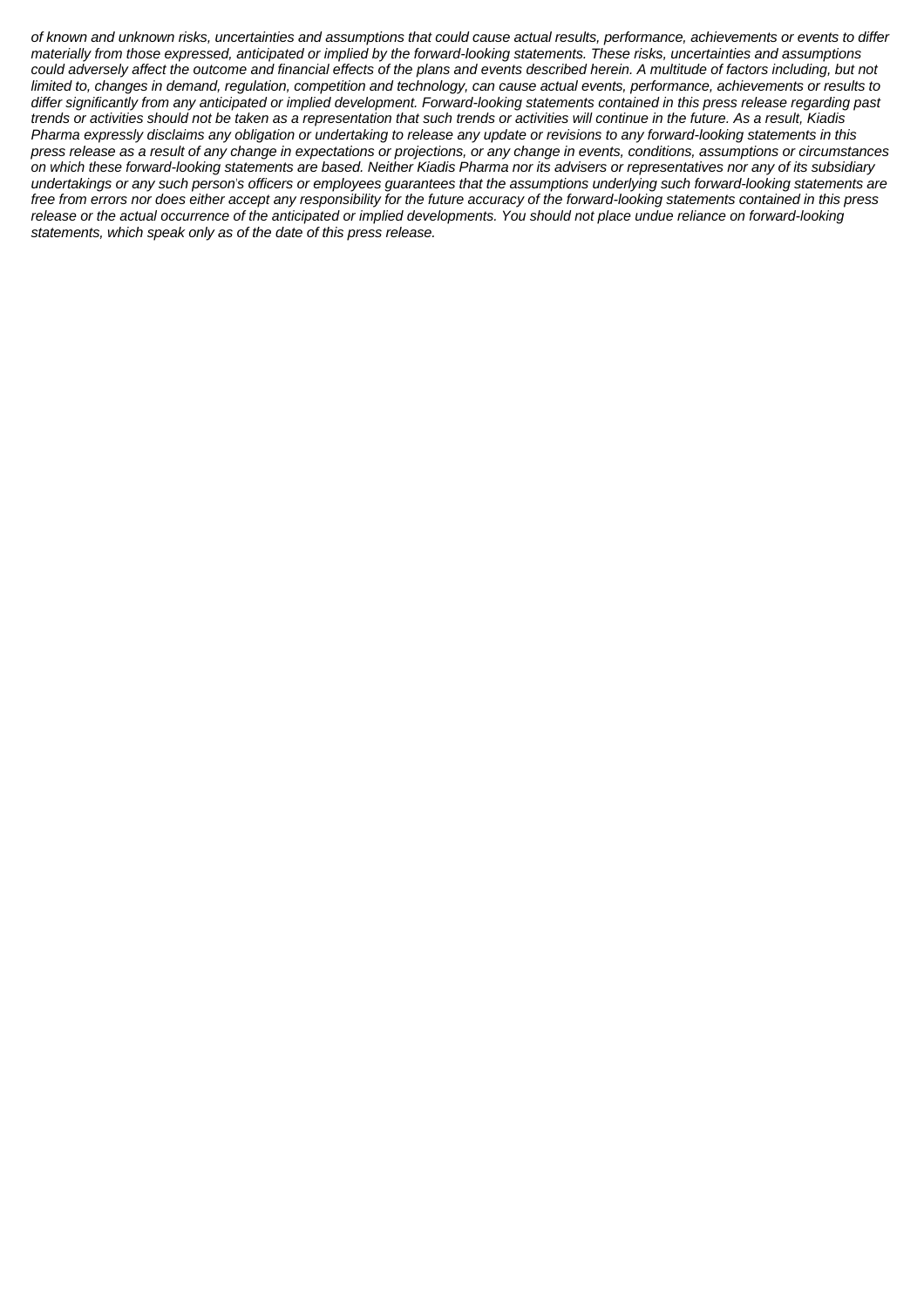*of known and unknown risks, uncertainties and assumptions that could cause actual results, performance, achievements or events to differ materially from those expressed, anticipated or implied by the forward-looking statements. These risks, uncertainties and assumptions could adversely affect the outcome and financial effects of the plans and events described herein. A multitude of factors including, but not limited to, changes in demand, regulation, competition and technology, can cause actual events, performance, achievements or results to differ significantly from any anticipated or implied development. Forward-looking statements contained in this press release regarding past trends or activities should not be taken as a representation that such trends or activities will continue in the future. As a result, Kiadis Pharma expressly disclaims any obligation or undertaking to release any update or revisions to any forward-looking statements in this press release as a result of any change in expectations or projections, or any change in events, conditions, assumptions or circumstances on which these forward-looking statements are based. Neither Kiadis Pharma nor its advisers or representatives nor any of its subsidiary undertakings or any such person's officers or employees guarantees that the assumptions underlying such forward-looking statements are free from errors nor does either accept any responsibility for the future accuracy of the forward-looking statements contained in this press release or the actual occurrence of the anticipated or implied developments. You should not place undue reliance on forward-looking statements, which speak only as of the date of this press release.*